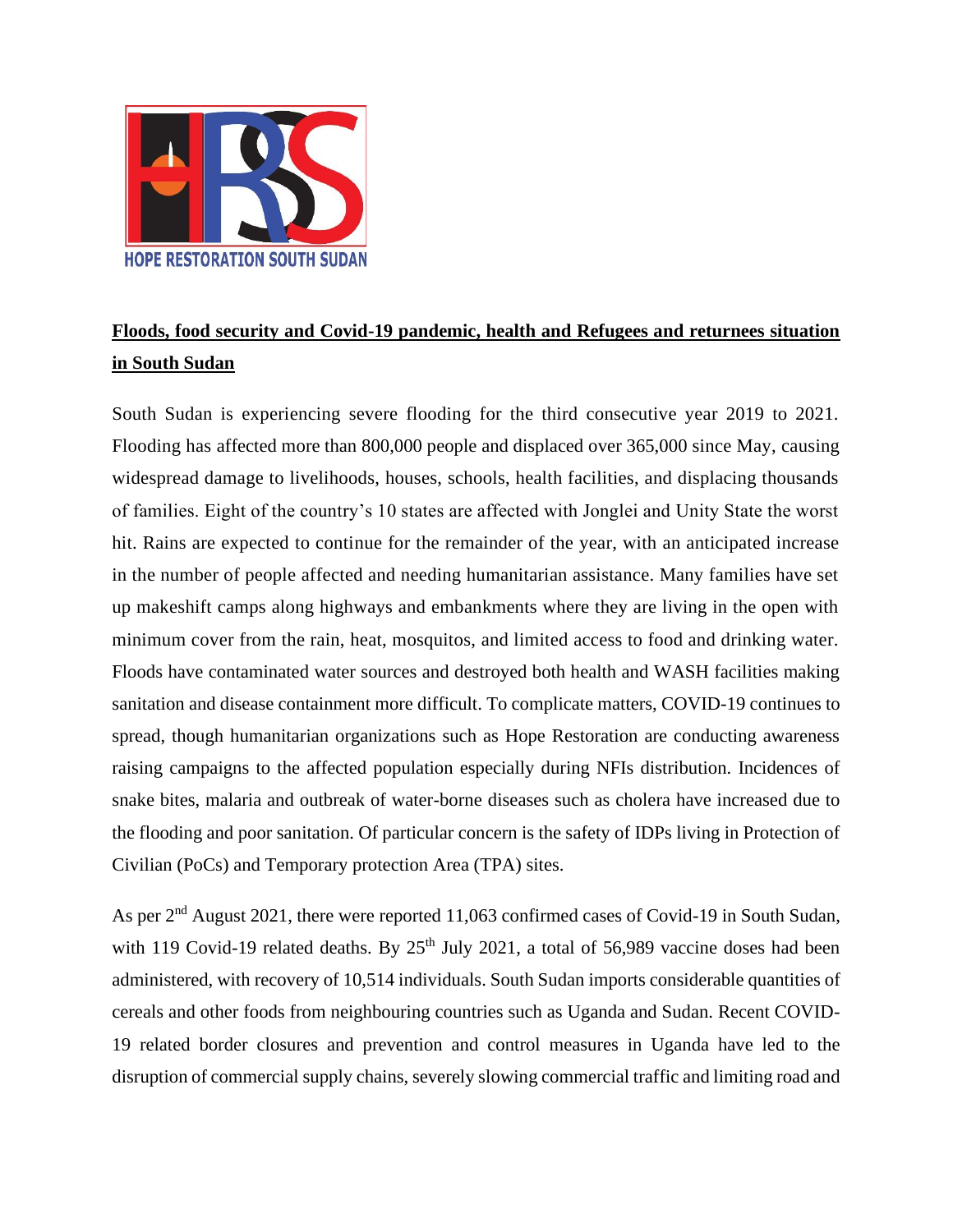HOPE RESTORATION SOUTH SUDAN

## Floods, food security and Covid-19 pandemic, health and Refugees and returnees situation in South Sudan

South Sudan is experiencing severe flooding for the third consecutive year 2019 to 2021. Flooding has affected more than 800,000 people and displaced over 365,000 since May, causing widespread damage to livelihoods, houses, schools, health facilities, and displacing thousands of families. Eight of the country's 10 states are affected with Jonglei and Unity State the worst hit. Rains are expected to continue for the remainder of the year, with an anticipated increase in the number of people affected and needing humanitarian assistance. Many families have set up makeshift camps along highways and embankments where they are living in the open with minimum cover from the rain, heat, mosquitos, and limited access to food and drinking water. Floods have contaminated water sources and destroyed both health and WASH facilities making sanitation and disease containment more difficult. To complicate matters, COVID-19 continues to spread, though humanitarian organizations such as Hope Restoration are conducting awareness raising campaigns to the affected population especially during NFIs distribution. Incidences of snake bites, malaria and outbreak of water-borne diseases such as cholera have increased due to the flooding and poor sanitation. Of particular concern is the safety of IDPs living in Protection of Civilian (PoCs) and Temporary protection Area (TPA) sites.

As per 2nd August 2021, there were reported 11,063 confirmed cases of Covid-19 in South Sudan, with 119 Covid-19 related deaths. By 25th July 2021, a total of 56,989 vaccine doses had been administered, with recovery of 10,514 individuals. South Sudan imports considerable quantities of cereals and other foods from neighbouring countries such as Uganda and Sudan. Recent COVID-19 related border closures and prevention and control measures in Uganda have led to the disruption of commercial supply chains, severely slowing commercial traffic and limiting road and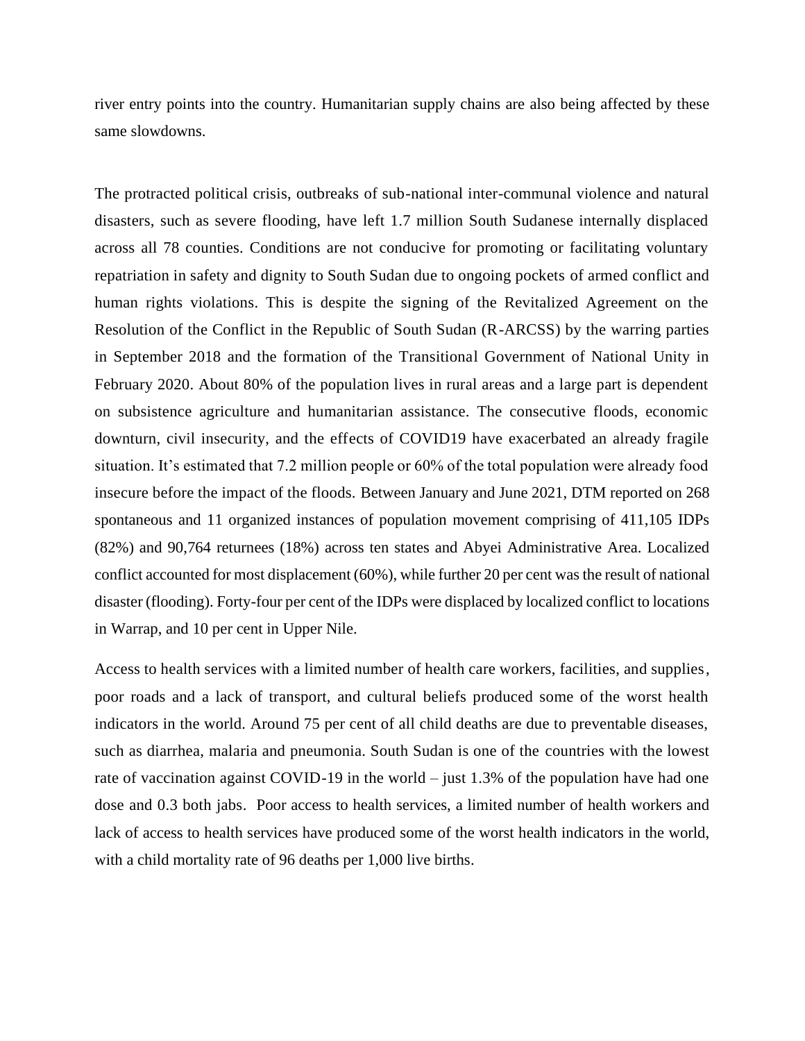river entry points into the country. Humanitarian supply chains are also being affected by these same slowdowns.

The protracted political crisis, outbreaks of sub-national inter-communal violence and natural disasters, such as severe flooding, have left 1.7 million South Sudanese internally displaced across all 78 counties. Conditions are not conducive for promoting or facilitating voluntary repatriation in safety and dignity to South Sudan due to ongoing pockets of armed conflict and human rights violations. This is despite the signing of the Revitalized Agreement on the Resolution of the Conflict in the Republic of South Sudan (R-ARCSS) by the warring parties in September 2018 and the formation of the Transitional Government of National Unity in February 2020. About 80% of the population lives in rural areas and a large part is dependent on subsistence agriculture and humanitarian assistance. The consecutive floods, economic downturn, civil insecurity, and the effects of COVID19 have exacerbated an already fragile situation. It's estimated that 7.2 million people or 60% of the total population were already food insecure before the impact of the floods. Between January and June 2021, DTM reported on 268 spontaneous and 11 organized instances of population movement comprising of 411,105 IDPs (82%) and 90,764 returnees (18%) across ten states and Abyei Administrative Area. Localized conflict accounted for most displacement (60%), while further 20 per cent was the result of national disaster (flooding). Forty-four per cent of the IDPs were displaced by localized conflict to locations in Warrap, and 10 per cent in Upper Nile.

Access to health services with a limited number of health care workers, facilities, and supplies, poor roads and a lack of transport, and cultural beliefs produced some of the worst health indicators in the world. Around 75 per cent of all child deaths are due to preventable diseases, such as diarrhea, malaria and pneumonia. South Sudan is one of the countries with the lowest rate of vaccination against COVID-19 in the world – just 1.3% of the population have had one dose and 0.3 both jabs. Poor access to health services, a limited number of health workers and lack of access to health services have produced some of the worst health indicators in the world, with a child mortality rate of 96 deaths per 1,000 live births.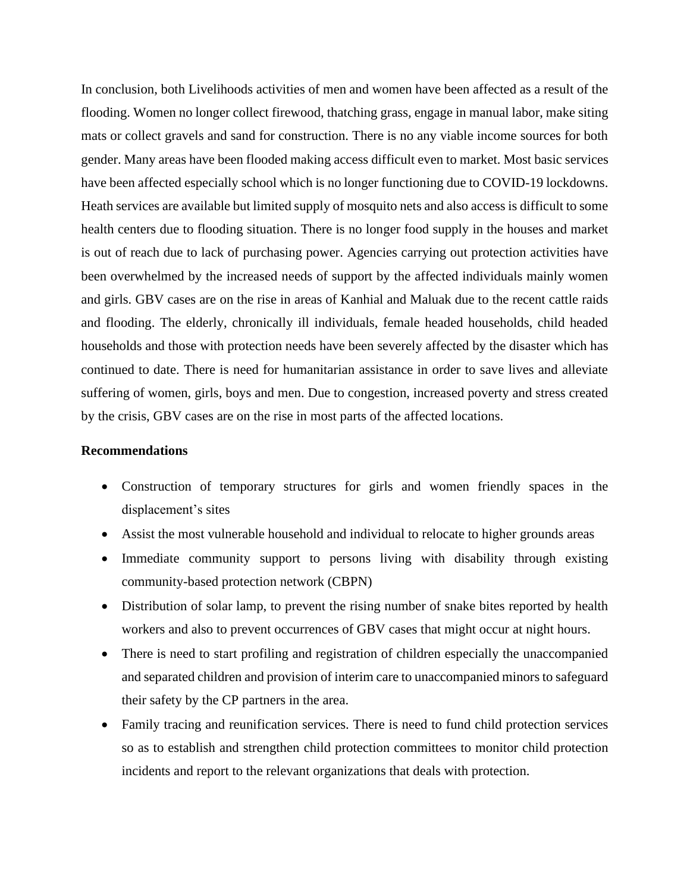In conclusion, both Livelihoods activities of men and women have been affected as a result of the flooding. Women no longer collect firewood, thatching grass, engage in manual labor, make siting mats or collect gravels and sand for construction. There is no any viable income sources for both gender. Many areas have been flooded making access difficult even to market. Most basic services have been affected especially school which is no longer functioning due to COVID-19 lockdowns. Heath services are available but limited supply of mosquito nets and also access is difficult to some health centers due to flooding situation. There is no longer food supply in the houses and market is out of reach due to lack of purchasing power. Agencies carrying out protection activities have been overwhelmed by the increased needs of support by the affected individuals mainly women and girls. GBV cases are on the rise in areas of Kanhial and Maluak due to the recent cattle raids and flooding. The elderly, chronically ill individuals, female headed households, child headed households and those with protection needs have been severely affected by the disaster which has continued to date. There is need for humanitarian assistance in order to save lives and alleviate suffering of women, girls, boys and men. Due to congestion, increased poverty and stress created by the crisis, GBV cases are on the rise in most parts of the affected locations.

**Recommendations**

- Construction of temporary structures for girls and women friendly spaces in the displacement's sites
- Assist the most vulnerable household and individual to relocate to higher grounds areas
- Immediate community support to persons living with disability through existing community-based protection network (CBPN)
- Distribution of solar lamp, to prevent the rising number of snake bites reported by health workers and also to prevent occurrences of GBV cases that might occur at night hours.
- There is need to start profiling and registration of children especially the unaccompanied and separated children and provision of interim care to unaccompanied minors to safeguard their safety by the CP partners in the area.
- Family tracing and reunification services. There is need to fund child protection services so as to establish and strengthen child protection committees to monitor child protection incidents and report to the relevant organizations that deals with protection.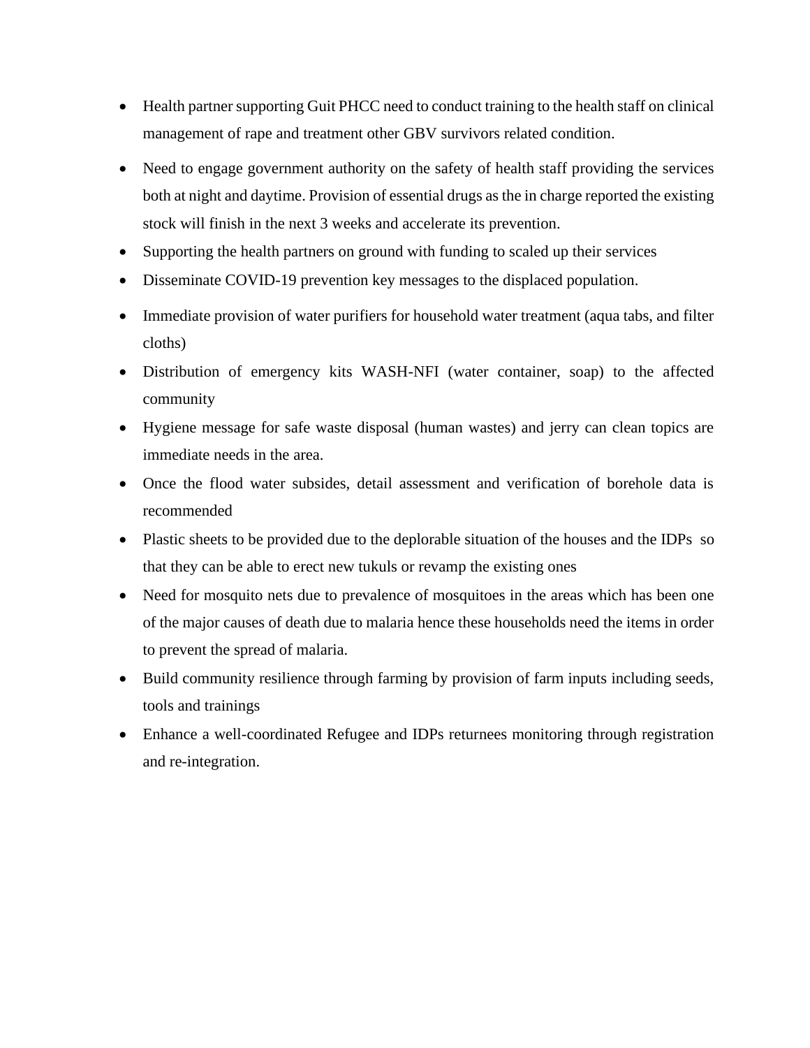- Health partner supporting Guit PHCC need to conduct training to the health staff on clinical management of rape and treatment other GBV survivors related condition.
- Need to engage government authority on the safety of health staff providing the services both at night and daytime. Provision of essential drugs as the in charge reported the existing stock will finish in the next 3 weeks and accelerate its prevention.
- Supporting the health partners on ground with funding to scaled up their services
- Disseminate COVID-19 prevention key messages to the displaced population.
- Immediate provision of water purifiers for household water treatment (aqua tabs, and filter cloths)
- Distribution of emergency kits WASH-NFI (water container, soap) to the affected community
- Hygiene message for safe waste disposal (human wastes) and jerry can clean topics are immediate needs in the area.
- Once the flood water subsides, detail assessment and verification of borehole data is recommended
- Plastic sheets to be provided due to the deplorable situation of the houses and the IDPs so that they can be able to erect new tukuls or revamp the existing ones
- Need for mosquito nets due to prevalence of mosquitoes in the areas which has been one of the major causes of death due to malaria hence these households need the items in order to prevent the spread of malaria.
- Build community resilience through farming by provision of farm inputs including seeds, tools and trainings
- Enhance a well-coordinated Refugee and IDPs returnees monitoring through registration and re-integration.